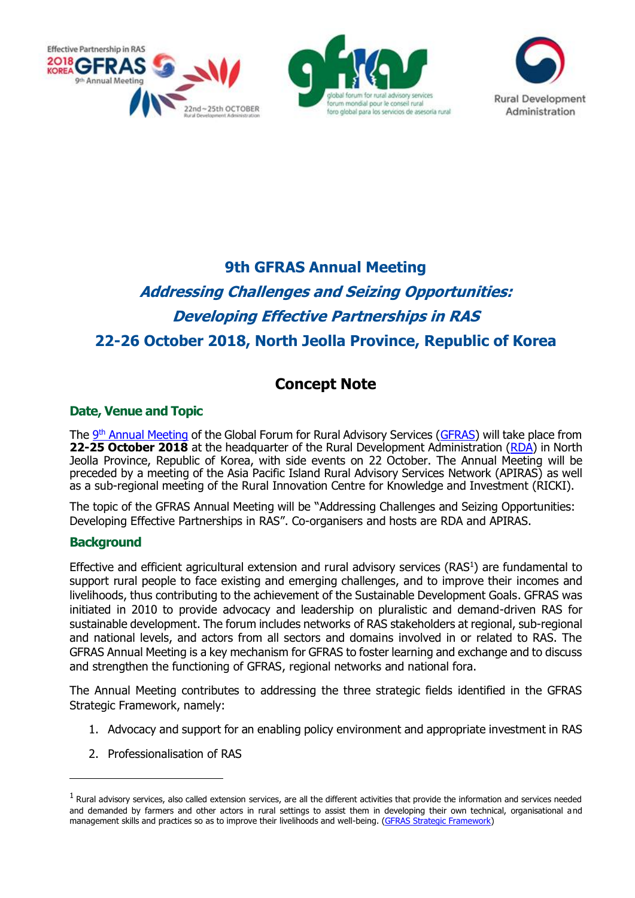# 9th GFRAS Annual Meeting

## *Addressing Challenges and Seizing Opportunities: Developing Effective Partnerships in RAS*

## 22-26 October 2018, North Jeolla Province, Republic of Korea

# Concept Note

### Date, Venue and Topic

The 9th Annual Meeting of the Global Forum for Rural Advisory Services (GFRAS) will take place from **22-25 October 2018** at the headquarter of the Rural Development Administration (RDA) in North Jeolla Province, Republic of Korea, with side events on 22 October. The Annual Meeting will be preceded by a meeting of the Asia Pacific Island Rural Advisory Services Network (APIRAS) as well as a sub-regional meeting of the Rural Innovation Centre for Knowledge and Investment (RICKI).

The topic of the GFRAS Annual Meeting will be "Addressing Challenges and Seizing Opportunities: Developing Effective Partnerships in RAS". Co-organisers and hosts are RDA and APIRAS.

### Background

Effective and efficient agricultural extension and rural advisory services (RAS[1]) are fundamental to support rural people to face existing and emerging challenges, and to improve their incomes and livelihoods, thus contributing to the achievement of the Sustainable Development Goals. GFRAS was initiated in 2010 to provide advocacy and leadership on pluralistic and demand-driven RAS for sustainable development. The forum includes networks of RAS stakeholders at regional, sub-regional and national levels, and actors from all sectors and domains involved in or related to RAS. The GFRAS Annual Meeting is a key mechanism for GFRAS to foster learning and exchange and to discuss and strengthen the functioning of GFRAS, regional networks and national fora.

The Annual Meeting contributes to addressing the three strategic fields identified in the GFRAS Strategic Framework, namely:

1. Advocacy and support for an enabling policy environment and appropriate investment in RAS
2. Professionalisation of RAS

[1] Rural advisory services, also called extension services, are all the different activities that provide the information and services needed and demanded by farmers and other actors in rural settings to assist them in developing their own technical, organisational and management skills and practices so as to improve their livelihoods and well-being. (GFRAS Strategic Framework)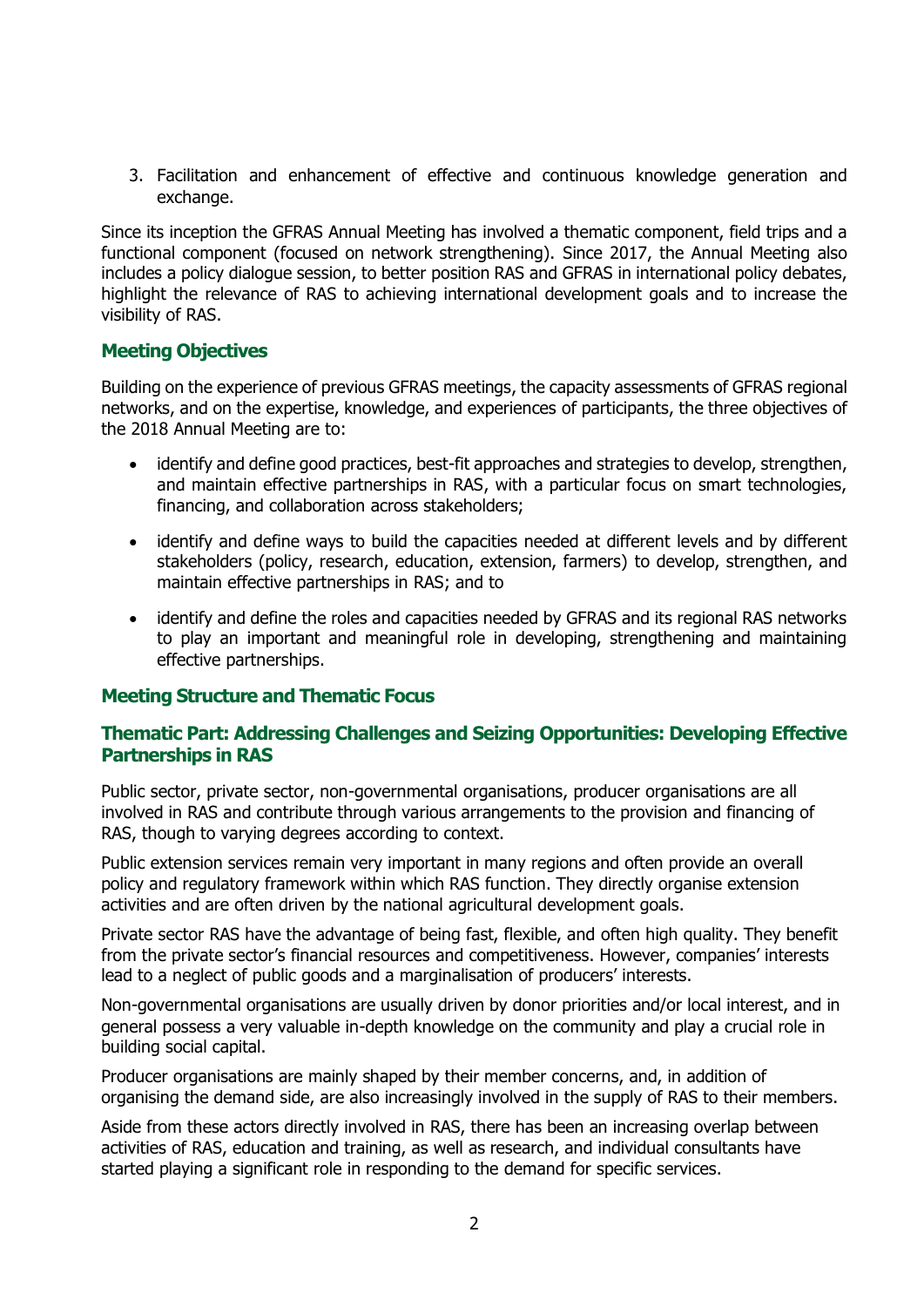3. Facilitation and enhancement of effective and continuous knowledge generation and exchange.

Since its inception the GFRAS Annual Meeting has involved a thematic component, field trips and a functional component (focused on network strengthening). Since 2017, the Annual Meeting also includes a policy dialogue session, to better position RAS and GFRAS in international policy debates, highlight the relevance of RAS to achieving international development goals and to increase the visibility of RAS.

## Meeting Objectives

Building on the experience of previous GFRAS meetings, the capacity assessments of GFRAS regional networks, and on the expertise, knowledge, and experiences of participants, the three objectives of the 2018 Annual Meeting are to:

- identify and define good practices, best-fit approaches and strategies to develop, strengthen, and maintain effective partnerships in RAS, with a particular focus on smart technologies, financing, and collaboration across stakeholders;
- identify and define ways to build the capacities needed at different levels and by different stakeholders (policy, research, education, extension, farmers) to develop, strengthen, and maintain effective partnerships in RAS; and to
- identify and define the roles and capacities needed by GFRAS and its regional RAS networks to play an important and meaningful role in developing, strengthening and maintaining effective partnerships.

## Meeting Structure and Thematic Focus

### Thematic Part: Addressing Challenges and Seizing Opportunities: Developing Effective Partnerships in RAS

Public sector, private sector, non-governmental organisations, producer organisations are all involved in RAS and contribute through various arrangements to the provision and financing of RAS, though to varying degrees according to context.

Public extension services remain very important in many regions and often provide an overall policy and regulatory framework within which RAS function. They directly organise extension activities and are often driven by the national agricultural development goals.

Private sector RAS have the advantage of being fast, flexible, and often high quality. They benefit from the private sector's financial resources and competitiveness. However, companies' interests lead to a neglect of public goods and a marginalisation of producers' interests.

Non-governmental organisations are usually driven by donor priorities and/or local interest, and in general possess a very valuable in-depth knowledge on the community and play a crucial role in building social capital.

Producer organisations are mainly shaped by their member concerns, and, in addition of organising the demand side, are also increasingly involved in the supply of RAS to their members.

Aside from these actors directly involved in RAS, there has been an increasing overlap between activities of RAS, education and training, as well as research, and individual consultants have started playing a significant role in responding to the demand for specific services.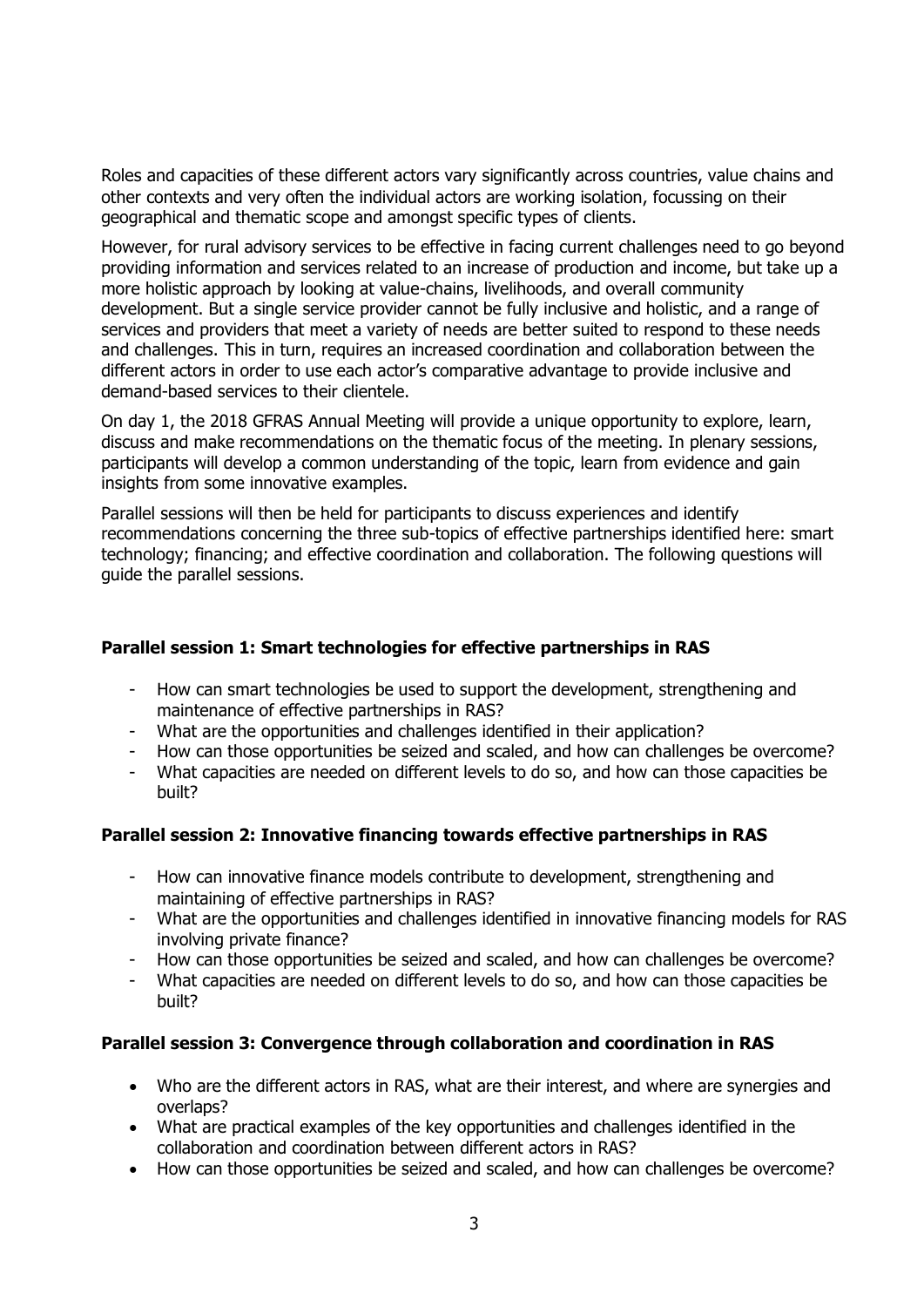Roles and capacities of these different actors vary significantly across countries, value chains and other contexts and very often the individual actors are working isolation, focussing on their geographical and thematic scope and amongst specific types of clients.

However, for rural advisory services to be effective in facing current challenges need to go beyond providing information and services related to an increase of production and income, but take up a more holistic approach by looking at value-chains, livelihoods, and overall community development. But a single service provider cannot be fully inclusive and holistic, and a range of services and providers that meet a variety of needs are better suited to respond to these needs and challenges. This in turn, requires an increased coordination and collaboration between the different actors in order to use each actor's comparative advantage to provide inclusive and demand-based services to their clientele.

On day 1, the 2018 GFRAS Annual Meeting will provide a unique opportunity to explore, learn, discuss and make recommendations on the thematic focus of the meeting. In plenary sessions, participants will develop a common understanding of the topic, learn from evidence and gain insights from some innovative examples.

Parallel sessions will then be held for participants to discuss experiences and identify recommendations concerning the three sub-topics of effective partnerships identified here: smart technology; financing; and effective coordination and collaboration. The following questions will guide the parallel sessions.

**Parallel session 1: Smart technologies for effective partnerships in RAS**

- How can smart technologies be used to support the development, strengthening and maintenance of effective partnerships in RAS?
- What are the opportunities and challenges identified in their application?
- How can those opportunities be seized and scaled, and how can challenges be overcome?
- What capacities are needed on different levels to do so, and how can those capacities be built?

**Parallel session 2: Innovative financing towards effective partnerships in RAS**

- How can innovative finance models contribute to development, strengthening and maintaining of effective partnerships in RAS?
- What are the opportunities and challenges identified in innovative financing models for RAS involving private finance?
- How can those opportunities be seized and scaled, and how can challenges be overcome?
- What capacities are needed on different levels to do so, and how can those capacities be built?

**Parallel session 3: Convergence through collaboration and coordination in RAS**

- Who are the different actors in RAS, what are their interest, and where are synergies and overlaps?
- What are practical examples of the key opportunities and challenges identified in the collaboration and coordination between different actors in RAS?
- How can those opportunities be seized and scaled, and how can challenges be overcome?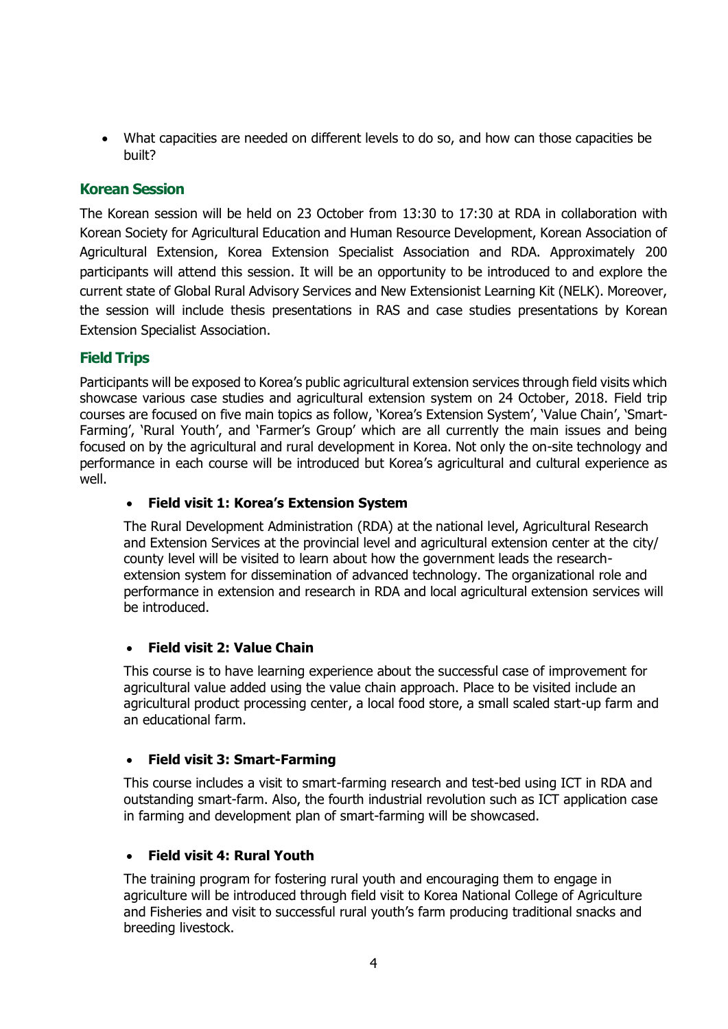- What capacities are needed on different levels to do so, and how can those capacities be built?

## Korean Session

The Korean session will be held on 23 October from 13:30 to 17:30 at RDA in collaboration with Korean Society for Agricultural Education and Human Resource Development, Korean Association of Agricultural Extension, Korea Extension Specialist Association and RDA. Approximately 200 participants will attend this session. It will be an opportunity to be introduced to and explore the current state of Global Rural Advisory Services and New Extensionist Learning Kit (NELK). Moreover, the session will include thesis presentations in RAS and case studies presentations by Korean Extension Specialist Association.

## Field Trips

Participants will be exposed to Korea's public agricultural extension services through field visits which showcase various case studies and agricultural extension system on 24 October, 2018. Field trip courses are focused on five main topics as follow, 'Korea's Extension System', 'Value Chain', 'Smart-Farming', 'Rural Youth', and 'Farmer's Group' which are all currently the main issues and being focused on by the agricultural and rural development in Korea. Not only the on-site technology and performance in each course will be introduced but Korea's agricultural and cultural experience as well.

- **Field visit 1: Korea's Extension System**

  The Rural Development Administration (RDA) at the national level, Agricultural Research and Extension Services at the provincial level and agricultural extension center at the city/ county level will be visited to learn about how the government leads the research-extension system for dissemination of advanced technology. The organizational role and performance in extension and research in RDA and local agricultural extension services will be introduced.

- **Field visit 2: Value Chain**

  This course is to have learning experience about the successful case of improvement for agricultural value added using the value chain approach. Place to be visited include an agricultural product processing center, a local food store, a small scaled start-up farm and an educational farm.

- **Field visit 3: Smart-Farming**

  This course includes a visit to smart-farming research and test-bed using ICT in RDA and outstanding smart-farm. Also, the fourth industrial revolution such as ICT application case in farming and development plan of smart-farming will be showcased.

- **Field visit 4: Rural Youth**

  The training program for fostering rural youth and encouraging them to engage in agriculture will be introduced through field visit to Korea National College of Agriculture and Fisheries and visit to successful rural youth's farm producing traditional snacks and breeding livestock.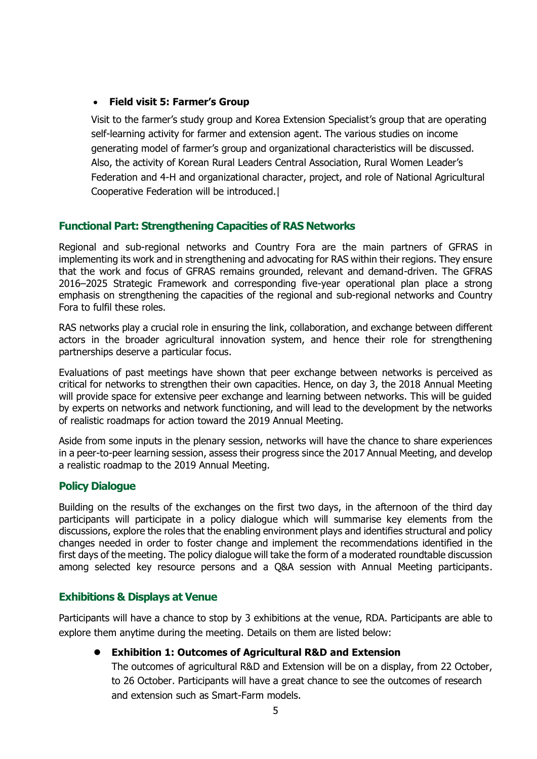- **Field visit 5: Farmer's Group**

  Visit to the farmer's study group and Korea Extension Specialist's group that are operating self-learning activity for farmer and extension agent. The various studies on income generating model of farmer's group and organizational characteristics will be discussed. Also, the activity of Korean Rural Leaders Central Association, Rural Women Leader's Federation and 4-H and organizational character, project, and role of National Agricultural Cooperative Federation will be introduced.|

## Functional Part: Strengthening Capacities of RAS Networks

Regional and sub-regional networks and Country Fora are the main partners of GFRAS in implementing its work and in strengthening and advocating for RAS within their regions. They ensure that the work and focus of GFRAS remains grounded, relevant and demand-driven. The GFRAS 2016–2025 Strategic Framework and corresponding five-year operational plan place a strong emphasis on strengthening the capacities of the regional and sub-regional networks and Country Fora to fulfil these roles.

RAS networks play a crucial role in ensuring the link, collaboration, and exchange between different actors in the broader agricultural innovation system, and hence their role for strengthening partnerships deserve a particular focus.

Evaluations of past meetings have shown that peer exchange between networks is perceived as critical for networks to strengthen their own capacities. Hence, on day 3, the 2018 Annual Meeting will provide space for extensive peer exchange and learning between networks. This will be guided by experts on networks and network functioning, and will lead to the development by the networks of realistic roadmaps for action toward the 2019 Annual Meeting.

Aside from some inputs in the plenary session, networks will have the chance to share experiences in a peer-to-peer learning session, assess their progress since the 2017 Annual Meeting, and develop a realistic roadmap to the 2019 Annual Meeting.

## Policy Dialogue

Building on the results of the exchanges on the first two days, in the afternoon of the third day participants will participate in a policy dialogue which will summarise key elements from the discussions, explore the roles that the enabling environment plays and identifies structural and policy changes needed in order to foster change and implement the recommendations identified in the first days of the meeting. The policy dialogue will take the form of a moderated roundtable discussion among selected key resource persons and a Q&A session with Annual Meeting participants.

## Exhibitions & Displays at Venue

Participants will have a chance to stop by 3 exhibitions at the venue, RDA. Participants are able to explore them anytime during the meeting. Details on them are listed below:

- **Exhibition 1: Outcomes of Agricultural R&D and Extension**

  The outcomes of agricultural R&D and Extension will be on a display, from 22 October, to 26 October. Participants will have a great chance to see the outcomes of research and extension such as Smart-Farm models.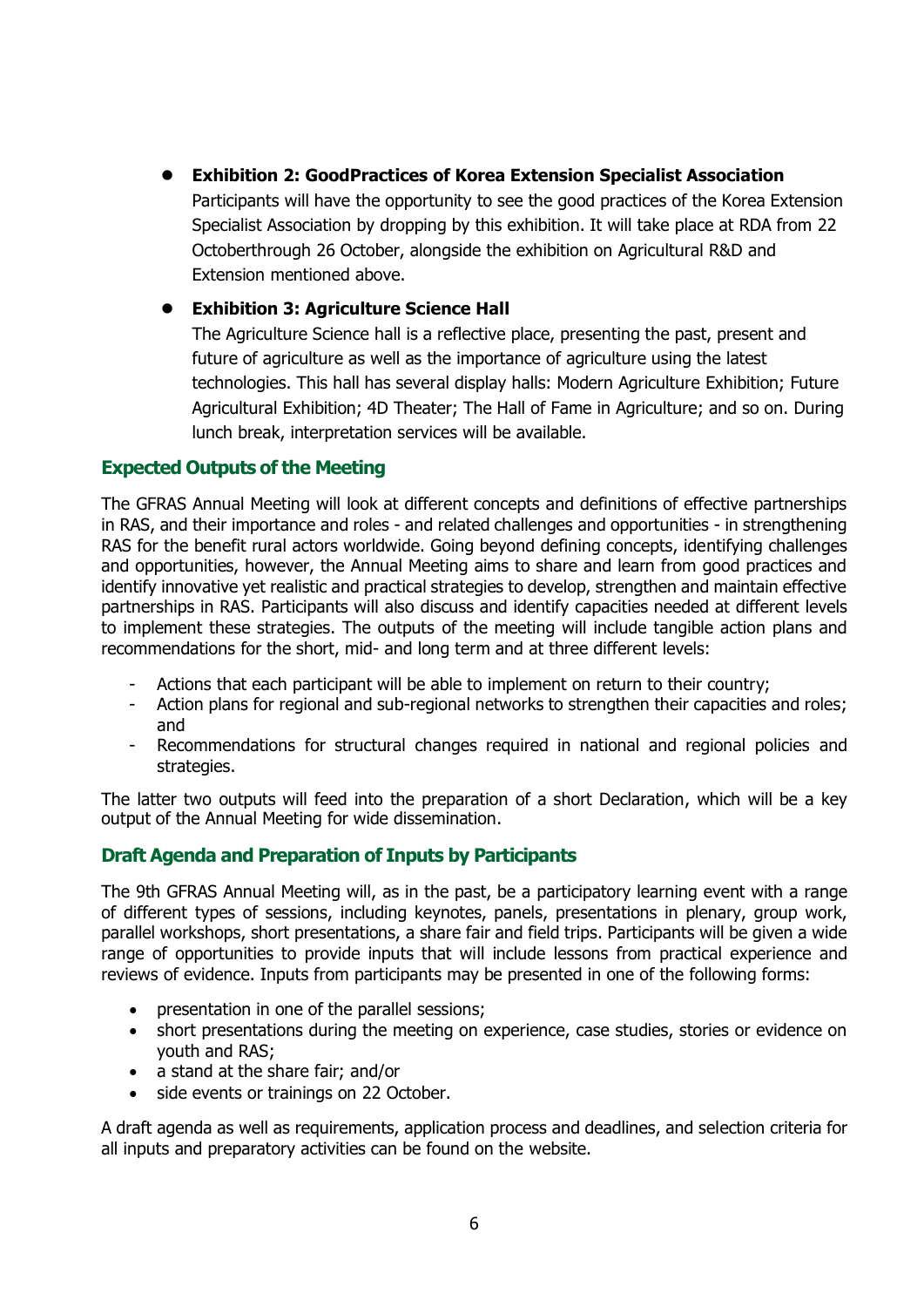- **Exhibition 2: GoodPractices of Korea Extension Specialist Association**
  Participants will have the opportunity to see the good practices of the Korea Extension Specialist Association by dropping by this exhibition. It will take place at RDA from 22 Octoberthrough 26 October, alongside the exhibition on Agricultural R&D and Extension mentioned above.

- **Exhibition 3: Agriculture Science Hall**
  The Agriculture Science hall is a reflective place, presenting the past, present and future of agriculture as well as the importance of agriculture using the latest technologies. This hall has several display halls: Modern Agriculture Exhibition; Future Agricultural Exhibition; 4D Theater; The Hall of Fame in Agriculture; and so on. During lunch break, interpretation services will be available.

## Expected Outputs of the Meeting

The GFRAS Annual Meeting will look at different concepts and definitions of effective partnerships in RAS, and their importance and roles - and related challenges and opportunities - in strengthening RAS for the benefit rural actors worldwide. Going beyond defining concepts, identifying challenges and opportunities, however, the Annual Meeting aims to share and learn from good practices and identify innovative yet realistic and practical strategies to develop, strengthen and maintain effective partnerships in RAS. Participants will also discuss and identify capacities needed at different levels to implement these strategies. The outputs of the meeting will include tangible action plans and recommendations for the short, mid- and long term and at three different levels:

- Actions that each participant will be able to implement on return to their country;
- Action plans for regional and sub-regional networks to strengthen their capacities and roles; and
- Recommendations for structural changes required in national and regional policies and strategies.

The latter two outputs will feed into the preparation of a short Declaration, which will be a key output of the Annual Meeting for wide dissemination.

## Draft Agenda and Preparation of Inputs by Participants

The 9th GFRAS Annual Meeting will, as in the past, be a participatory learning event with a range of different types of sessions, including keynotes, panels, presentations in plenary, group work, parallel workshops, short presentations, a share fair and field trips. Participants will be given a wide range of opportunities to provide inputs that will include lessons from practical experience and reviews of evidence. Inputs from participants may be presented in one of the following forms:

- presentation in one of the parallel sessions;
- short presentations during the meeting on experience, case studies, stories or evidence on youth and RAS;
- a stand at the share fair; and/or
- side events or trainings on 22 October.

A draft agenda as well as requirements, application process and deadlines, and selection criteria for all inputs and preparatory activities can be found on the website.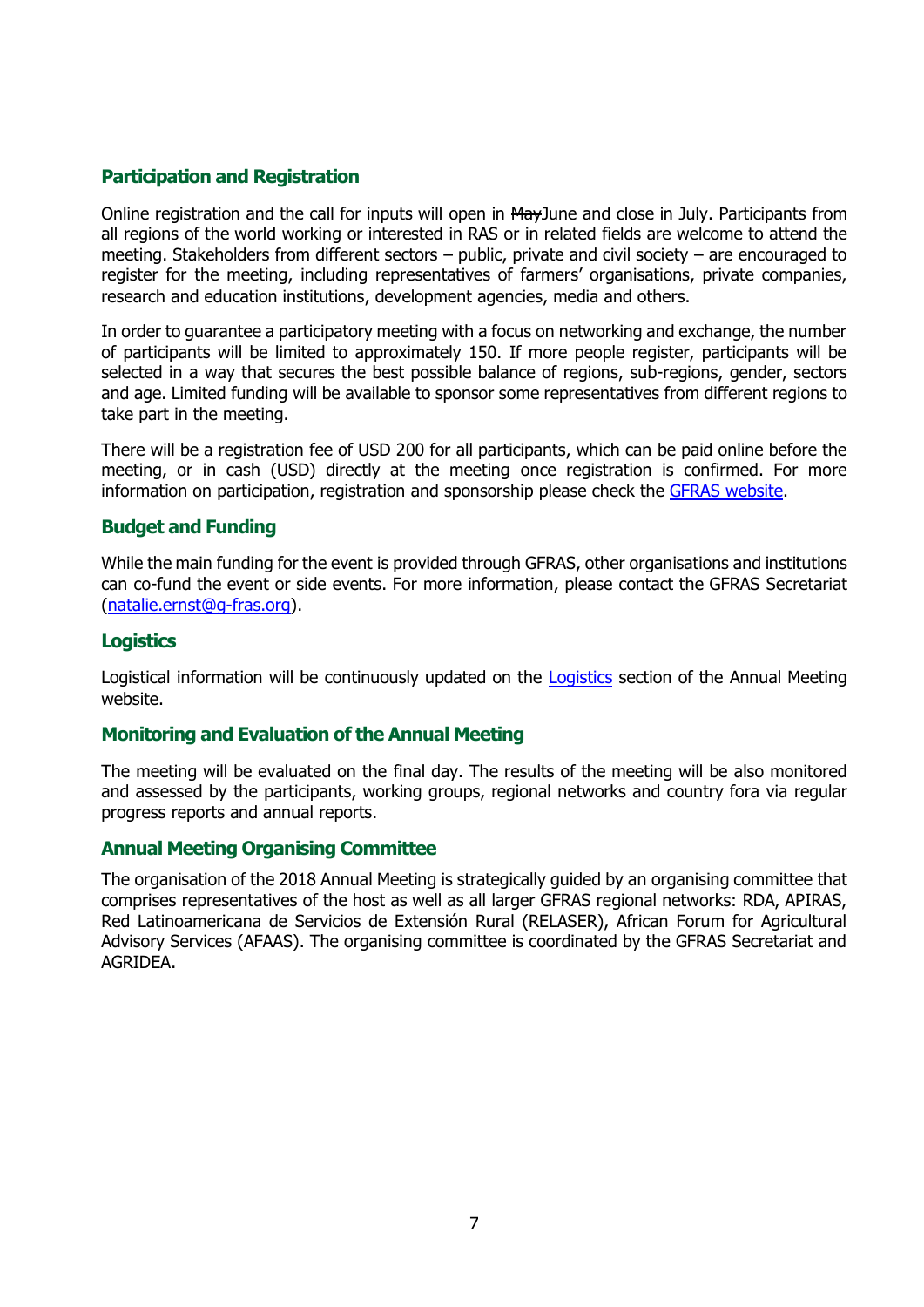## Participation and Registration

Online registration and the call for inputs will open in ~~May~~June and close in July. Participants from all regions of the world working or interested in RAS or in related fields are welcome to attend the meeting. Stakeholders from different sectors – public, private and civil society – are encouraged to register for the meeting, including representatives of farmers' organisations, private companies, research and education institutions, development agencies, media and others.

In order to guarantee a participatory meeting with a focus on networking and exchange, the number of participants will be limited to approximately 150. If more people register, participants will be selected in a way that secures the best possible balance of regions, sub-regions, gender, sectors and age. Limited funding will be available to sponsor some representatives from different regions to take part in the meeting.

There will be a registration fee of USD 200 for all participants, which can be paid online before the meeting, or in cash (USD) directly at the meeting once registration is confirmed. For more information on participation, registration and sponsorship please check the GFRAS website.

## Budget and Funding

While the main funding for the event is provided through GFRAS, other organisations and institutions can co-fund the event or side events. For more information, please contact the GFRAS Secretariat (natalie.ernst@g-fras.org).

## Logistics

Logistical information will be continuously updated on the Logistics section of the Annual Meeting website.

## Monitoring and Evaluation of the Annual Meeting

The meeting will be evaluated on the final day. The results of the meeting will be also monitored and assessed by the participants, working groups, regional networks and country fora via regular progress reports and annual reports.

## Annual Meeting Organising Committee

The organisation of the 2018 Annual Meeting is strategically guided by an organising committee that comprises representatives of the host as well as all larger GFRAS regional networks: RDA, APIRAS, Red Latinoamericana de Servicios de Extensión Rural (RELASER), African Forum for Agricultural Advisory Services (AFAAS). The organising committee is coordinated by the GFRAS Secretariat and AGRIDEA.